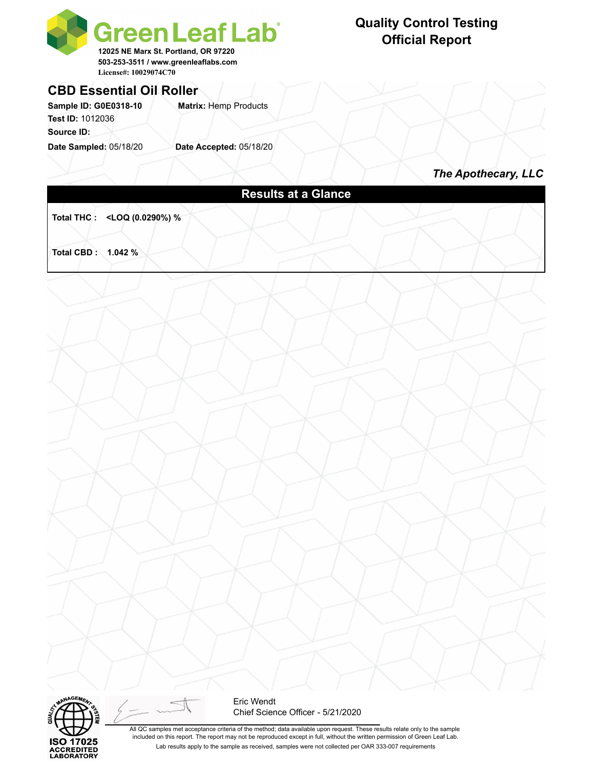**Green Leaf Lab**

12025 NE Marx St. Portland, OR 97220
503-253-3511 / www.greenleaflabs.com
License#: 10029074C70

# Quality Control Testing Official Report

## CBD Essential Oil Roller

**Sample ID:** G0E0318-10 **Matrix:** Hemp Products
**Test ID:** 1012036
**Source ID:**
**Date Sampled:** 05/18/20 **Date Accepted:** 05/18/20

***The Apothecary, LLC***

## Results at a Glance

**Total THC : <LOQ (0.0290%) %**

**Total CBD : 1.042 %**

ISO 17025 ACCREDITED LABORATORY

Eric Wendt
Chief Science Officer - 5/21/2020

All QC samples met acceptance criteria of the method; data available upon request. These results relate only to the sample included on this report. The report may not be reproduced except in full, without the written permission of Green Leaf Lab.

Lab results apply to the sample as received, samples were not collected per OAR 333-007 requirements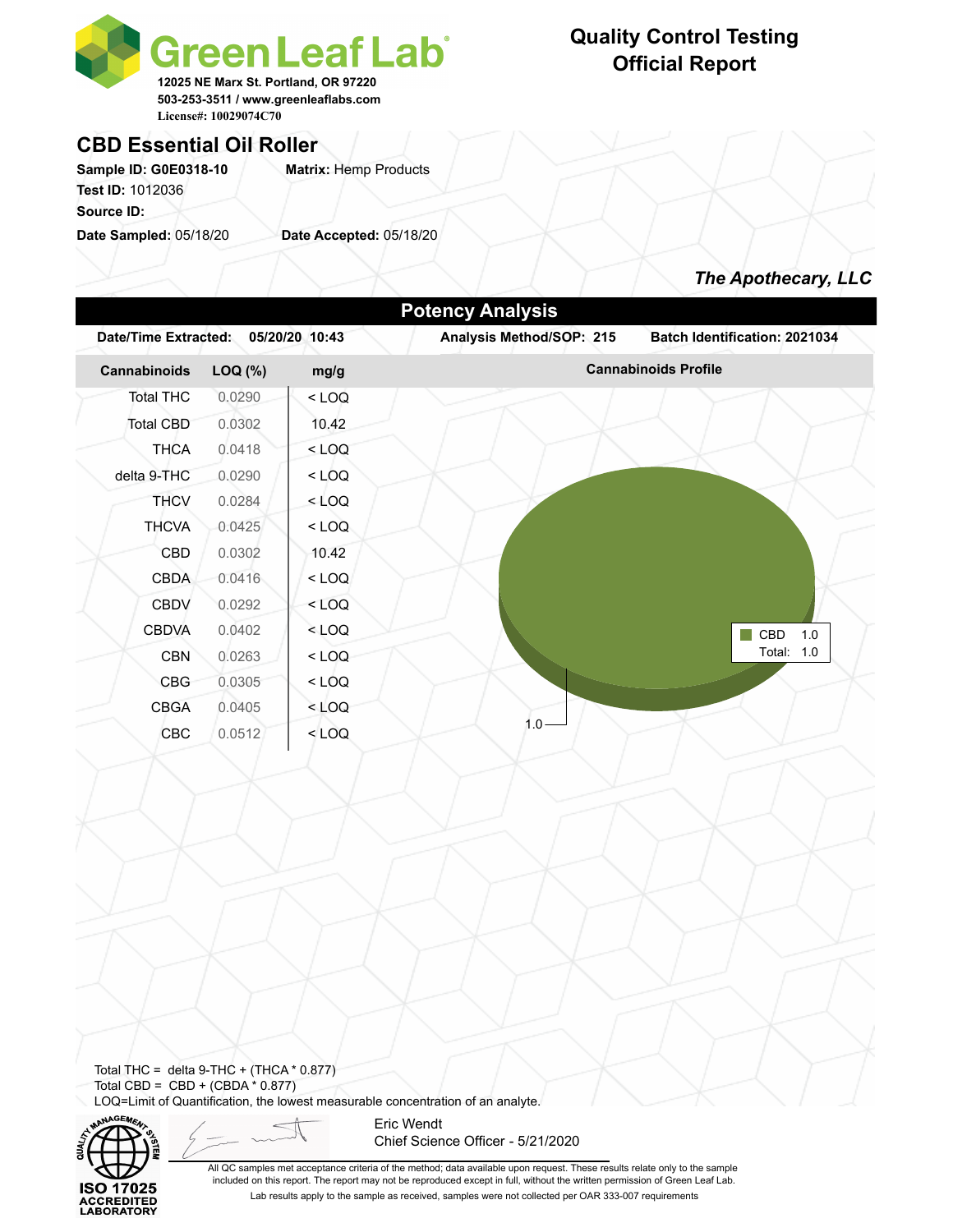**Green Leaf Lab**
12025 NE Marx St. Portland, OR 97220
503-253-3511 / www.greenleaflabs.com
License#: 10029074C70

# Quality Control Testing Official Report

## CBD Essential Oil Roller

**Sample ID:** G0E0318-10 **Matrix:** Hemp Products
**Test ID:** 1012036
**Source ID:**
**Date Sampled:** 05/18/20 **Date Accepted:** 05/18/20

*The Apothecary, LLC*

## Potency Analysis

**Date/Time Extracted:** 05/20/20 10:43 **Analysis Method/SOP:** 215 **Batch Identification:** 2021034

| Cannabinoids | LOQ (%) | mg/g |
|---|---|---|
| Total THC | 0.0290 | < LOQ |
| Total CBD | 0.0302 | 10.42 |
| THCA | 0.0418 | < LOQ |
| delta 9-THC | 0.0290 | < LOQ |
| THCV | 0.0284 | < LOQ |
| THCVA | 0.0425 | < LOQ |
| CBD | 0.0302 | 10.42 |
| CBDA | 0.0416 | < LOQ |
| CBDV | 0.0292 | < LOQ |
| CBDVA | 0.0402 | < LOQ |
| CBN | 0.0263 | < LOQ |
| CBG | 0.0305 | < LOQ |
| CBGA | 0.0405 | < LOQ |
| CBC | 0.0512 | < LOQ |

**Cannabinoids Profile**

| | |
|---|---|
| CBD | 1.0 |
| Total: | 1.0 |

Total THC = delta 9-THC + (THCA * 0.877)
Total CBD = CBD + (CBDA * 0.877)
LOQ=Limit of Quantification, the lowest measurable concentration of an analyte.

ISO 17025 ACCREDITED LABORATORY

Eric Wendt
Chief Science Officer - 5/21/2020

All QC samples met acceptance criteria of the method; data available upon request. These results relate only to the sample included on this report. The report may not be reproduced except in full, without the written permission of Green Leaf Lab.
Lab results apply to the sample as received, samples were not collected per OAR 333-007 requirements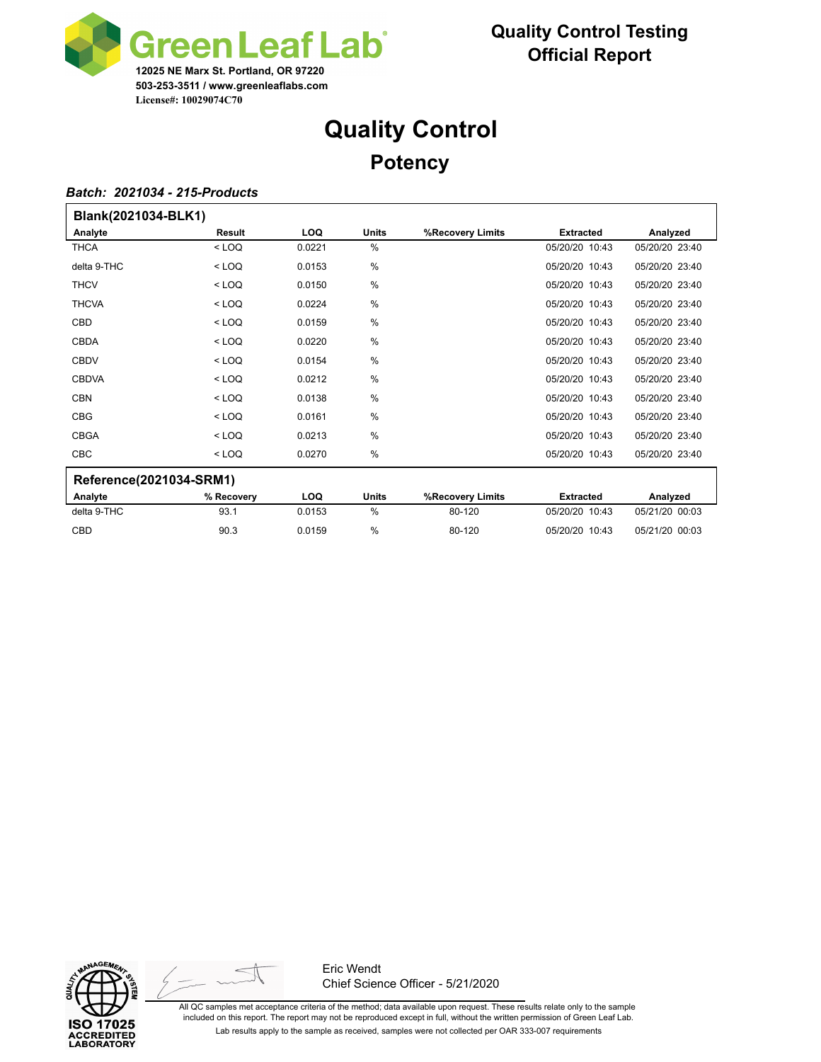**Green Leaf Lab**
12025 NE Marx St. Portland, OR 97220
503-253-3511 / www.greenleaflabs.com
License#: 10029074C70

**Quality Control Testing**
**Official Report**

# Quality Control

## Potency

***Batch: 2021034 - 215-Products***

**Blank(2021034-BLK1)**

| Analyte | Result | LOQ | Units | %Recovery Limits | Extracted | Analyzed |
|---|---|---|---|---|---|---|
| THCA | < LOQ | 0.0221 | % | | 05/20/20 10:43 | 05/20/20 23:40 |
| delta 9-THC | < LOQ | 0.0153 | % | | 05/20/20 10:43 | 05/20/20 23:40 |
| THCV | < LOQ | 0.0150 | % | | 05/20/20 10:43 | 05/20/20 23:40 |
| THCVA | < LOQ | 0.0224 | % | | 05/20/20 10:43 | 05/20/20 23:40 |
| CBD | < LOQ | 0.0159 | % | | 05/20/20 10:43 | 05/20/20 23:40 |
| CBDA | < LOQ | 0.0220 | % | | 05/20/20 10:43 | 05/20/20 23:40 |
| CBDV | < LOQ | 0.0154 | % | | 05/20/20 10:43 | 05/20/20 23:40 |
| CBDVA | < LOQ | 0.0212 | % | | 05/20/20 10:43 | 05/20/20 23:40 |
| CBN | < LOQ | 0.0138 | % | | 05/20/20 10:43 | 05/20/20 23:40 |
| CBG | < LOQ | 0.0161 | % | | 05/20/20 10:43 | 05/20/20 23:40 |
| CBGA | < LOQ | 0.0213 | % | | 05/20/20 10:43 | 05/20/20 23:40 |
| CBC | < LOQ | 0.0270 | % | | 05/20/20 10:43 | 05/20/20 23:40 |

**Reference(2021034-SRM1)**

| Analyte | % Recovery | LOQ | Units | %Recovery Limits | Extracted | Analyzed |
|---|---|---|---|---|---|---|
| delta 9-THC | 93.1 | 0.0153 | % | 80-120 | 05/20/20 10:43 | 05/21/20 00:03 |
| CBD | 90.3 | 0.0159 | % | 80-120 | 05/20/20 10:43 | 05/21/20 00:03 |

ISO 17025 ACCREDITED LABORATORY

Eric Wendt
Chief Science Officer - 5/21/2020

All QC samples met acceptance criteria of the method; data available upon request. These results relate only to the sample included on this report. The report may not be reproduced except in full, without the written permission of Green Leaf Lab.
Lab results apply to the sample as received, samples were not collected per OAR 333-007 requirements